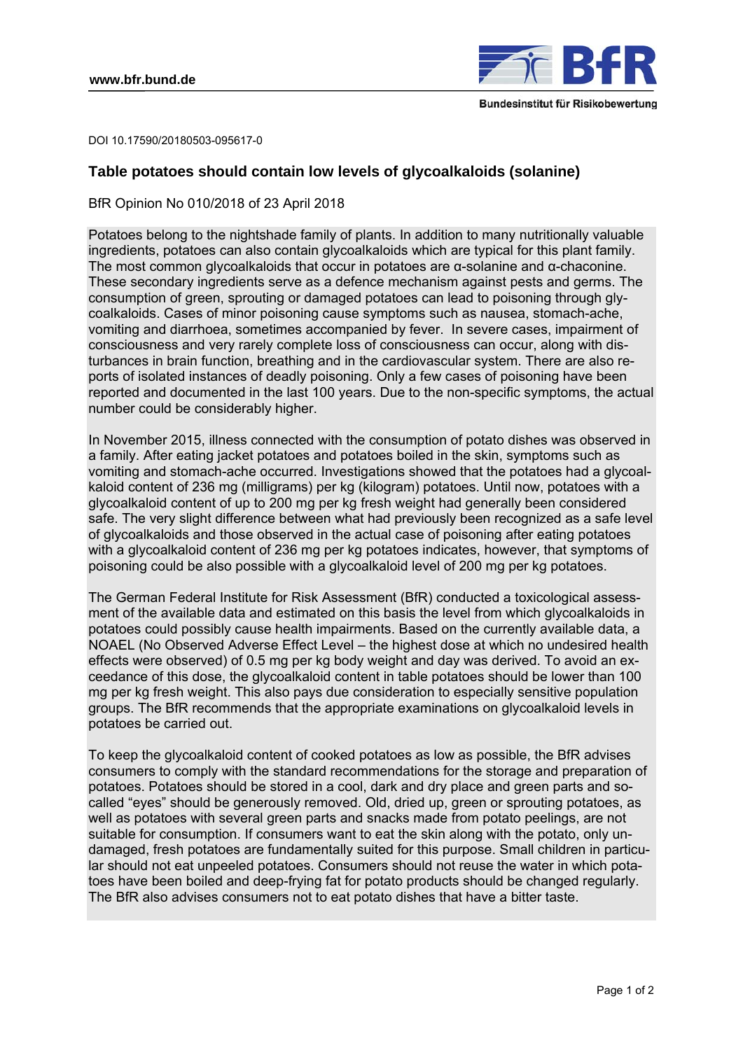www.bfr.bund.de

Bundesinstitut für Risikobewertung

DOI 10.17590/20180503-095617-0

# Table potatoes should contain low levels of glycoalkaloids (solanine)

BfR Opinion No 010/2018 of 23 April 2018

Potatoes belong to the nightshade family of plants. In addition to many nutritionally valuable ingredients, potatoes can also contain glycoalkaloids which are typical for this plant family. The most common glycoalkaloids that occur in potatoes are α-solanine and α-chaconine. These secondary ingredients serve as a defence mechanism against pests and germs. The consumption of green, sprouting or damaged potatoes can lead to poisoning through glycoalkaloids. Cases of minor poisoning cause symptoms such as nausea, stomach-ache, vomiting and diarrhoea, sometimes accompanied by fever. In severe cases, impairment of consciousness and very rarely complete loss of consciousness can occur, along with disturbances in brain function, breathing and in the cardiovascular system. There are also reports of isolated instances of deadly poisoning. Only a few cases of poisoning have been reported and documented in the last 100 years. Due to the non-specific symptoms, the actual number could be considerably higher.

In November 2015, illness connected with the consumption of potato dishes was observed in a family. After eating jacket potatoes and potatoes boiled in the skin, symptoms such as vomiting and stomach-ache occurred. Investigations showed that the potatoes had a glycoalkaloid content of 236 mg (milligrams) per kg (kilogram) potatoes. Until now, potatoes with a glycoalkaloid content of up to 200 mg per kg fresh weight had generally been considered safe. The very slight difference between what had previously been recognized as a safe level of glycoalkaloids and those observed in the actual case of poisoning after eating potatoes with a glycoalkaloid content of 236 mg per kg potatoes indicates, however, that symptoms of poisoning could be also possible with a glycoalkaloid level of 200 mg per kg potatoes.

The German Federal Institute for Risk Assessment (BfR) conducted a toxicological assessment of the available data and estimated on this basis the level from which glycoalkaloids in potatoes could possibly cause health impairments. Based on the currently available data, a NOAEL (No Observed Adverse Effect Level – the highest dose at which no undesired health effects were observed) of 0.5 mg per kg body weight and day was derived. To avoid an exceedance of this dose, the glycoalkaloid content in table potatoes should be lower than 100 mg per kg fresh weight. This also pays due consideration to especially sensitive population groups. The BfR recommends that the appropriate examinations on glycoalkaloid levels in potatoes be carried out.

To keep the glycoalkaloid content of cooked potatoes as low as possible, the BfR advises consumers to comply with the standard recommendations for the storage and preparation of potatoes. Potatoes should be stored in a cool, dark and dry place and green parts and so-called "eyes" should be generously removed. Old, dried up, green or sprouting potatoes, as well as potatoes with several green parts and snacks made from potato peelings, are not suitable for consumption. If consumers want to eat the skin along with the potato, only undamaged, fresh potatoes are fundamentally suited for this purpose. Small children in particular should not eat unpeeled potatoes. Consumers should not reuse the water in which potatoes have been boiled and deep-frying fat for potato products should be changed regularly. The BfR also advises consumers not to eat potato dishes that have a bitter taste.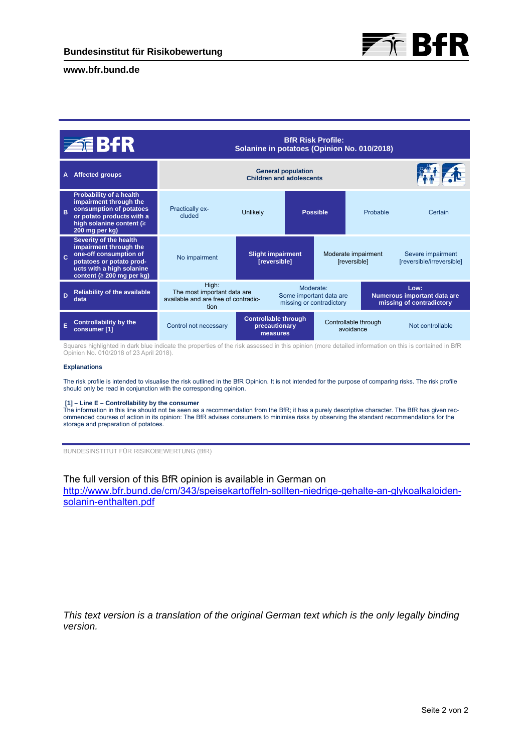| BfR | BfR Risk Profile: Solanine in potatoes (Opinion No. 010/2018) | | | | |
|---|---|---|---|---|---|
| **A** Affected groups | General population Children and adolescents | | | | |
| **B** Probability of a health impairment through the consumption of potatoes or potato products with a high solanine content (≥ 200 mg per kg) | Practically excluded | Unlikely | **Possible** | Probable | Certain |
| **C** Severity of the health impairment through the one-off consumption of potatoes or potato products with a high solanine content (≥ 200 mg per kg) | No impairment | **Slight impairment [reversible]** | Moderate impairment [reversible] | Severe impairment [reversible/irreversible] | |
| **D** Reliability of the available data | High: The most important data are available and are free of contradiction | Moderate: Some important data are missing or contradictory | **Low: Numerous important data are missing of contradictory** | | |
| **E** Controllability by the consumer [1] | Control not necessary | **Controllable through precautionary measures** | Controllable through avoidance | Not controllable | |

Squares highlighted in dark blue indicate the properties of the risk assessed in this opinion (more detailed information on this is contained in BfR Opinion No. 010/2018 of 23 April 2018).

**Explanations**

The risk profile is intended to visualise the risk outlined in the BfR Opinion. It is not intended for the purpose of comparing risks. The risk profile should only be read in conjunction with the corresponding opinion.

**[1] – Line E – Controllability by the consumer**
The information in this line should not be seen as a recommendation from the BfR; it has a purely descriptive character. The BfR has given recommended courses of action in its opinion: The BfR advises consumers to minimise risks by observing the standard recommendations for the storage and preparation of potatoes.

BUNDESINSTITUT FÜR RISIKOBEWERTUNG (BfR)

The full version of this BfR opinion is available in German on
http://www.bfr.bund.de/cm/343/speisekartoffeln-sollten-niedrige-gehalte-an-glykoalkaloiden-solanin-enthalten.pdf

*This text version is a translation of the original German text which is the only legally binding version.*